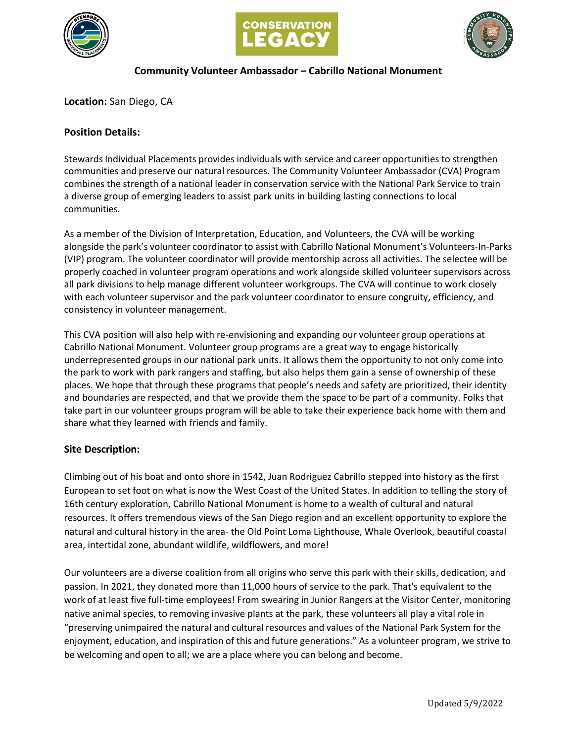# Community Volunteer Ambassador – Cabrillo National Monument

**Location:** San Diego, CA

## Position Details:

Stewards Individual Placements provides individuals with service and career opportunities to strengthen communities and preserve our natural resources. The Community Volunteer Ambassador (CVA) Program combines the strength of a national leader in conservation service with the National Park Service to train a diverse group of emerging leaders to assist park units in building lasting connections to local communities.

As a member of the Division of Interpretation, Education, and Volunteers, the CVA will be working alongside the park's volunteer coordinator to assist with Cabrillo National Monument's Volunteers-In-Parks (VIP) program. The volunteer coordinator will provide mentorship across all activities. The selectee will be properly coached in volunteer program operations and work alongside skilled volunteer supervisors across all park divisions to help manage different volunteer workgroups. The CVA will continue to work closely with each volunteer supervisor and the park volunteer coordinator to ensure congruity, efficiency, and consistency in volunteer management.

This CVA position will also help with re-envisioning and expanding our volunteer group operations at Cabrillo National Monument. Volunteer group programs are a great way to engage historically underrepresented groups in our national park units. It allows them the opportunity to not only come into the park to work with park rangers and staffing, but also helps them gain a sense of ownership of these places. We hope that through these programs that people's needs and safety are prioritized, their identity and boundaries are respected, and that we provide them the space to be part of a community. Folks that take part in our volunteer groups program will be able to take their experience back home with them and share what they learned with friends and family.

## Site Description:

Climbing out of his boat and onto shore in 1542, Juan Rodriguez Cabrillo stepped into history as the first European to set foot on what is now the West Coast of the United States. In addition to telling the story of 16th century exploration, Cabrillo National Monument is home to a wealth of cultural and natural resources. It offers tremendous views of the San Diego region and an excellent opportunity to explore the natural and cultural history in the area- the Old Point Loma Lighthouse, Whale Overlook, beautiful coastal area, intertidal zone, abundant wildlife, wildflowers, and more!

Our volunteers are a diverse coalition from all origins who serve this park with their skills, dedication, and passion. In 2021, they donated more than 11,000 hours of service to the park. That's equivalent to the work of at least five full-time employees! From swearing in Junior Rangers at the Visitor Center, monitoring native animal species, to removing invasive plants at the park, these volunteers all play a vital role in "preserving unimpaired the natural and cultural resources and values of the National Park System for the enjoyment, education, and inspiration of this and future generations." As a volunteer program, we strive to be welcoming and open to all; we are a place where you can belong and become.

Updated 5/9/2022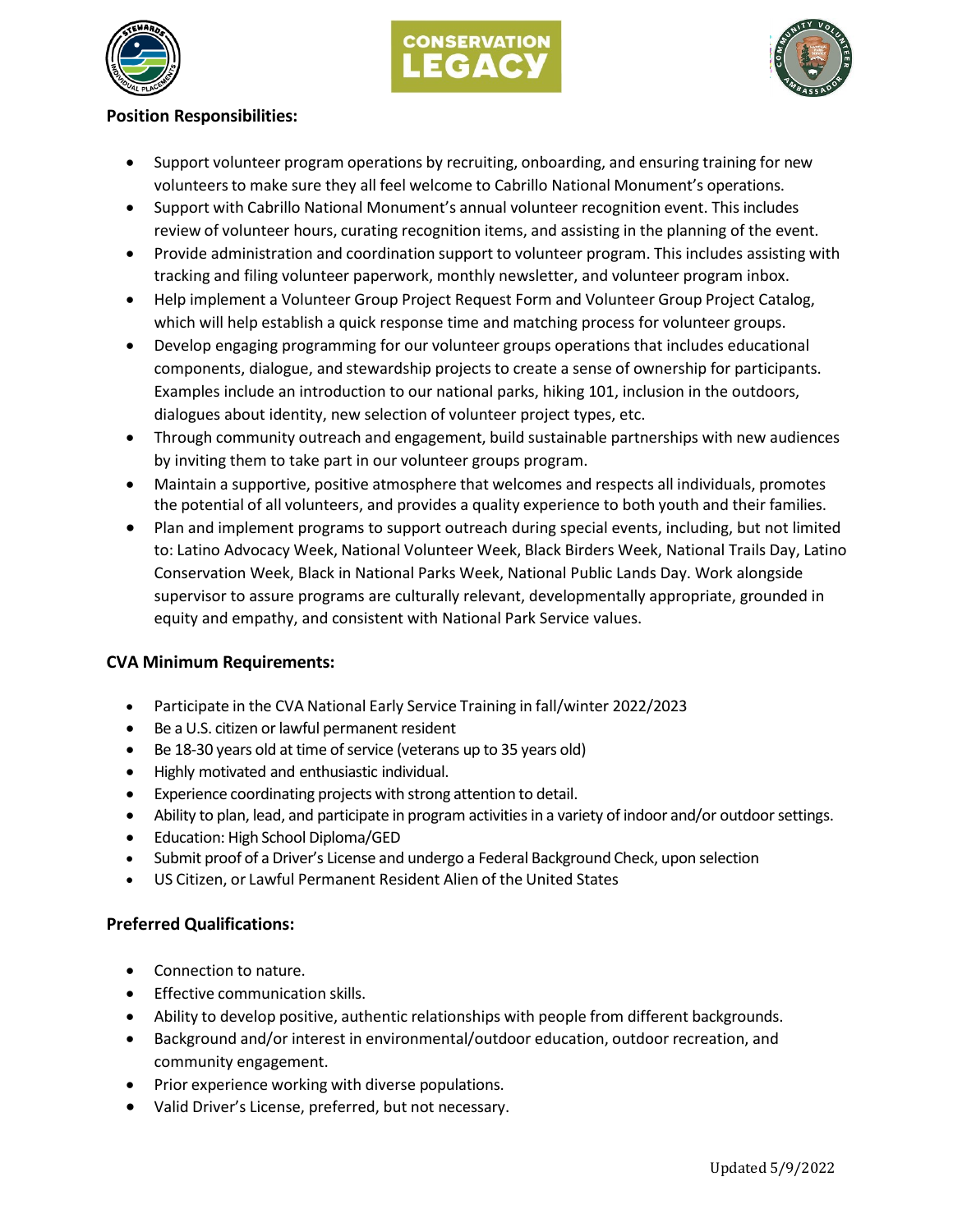## Position Responsibilities:

- Support volunteer program operations by recruiting, onboarding, and ensuring training for new volunteers to make sure they all feel welcome to Cabrillo National Monument's operations.
- Support with Cabrillo National Monument's annual volunteer recognition event. This includes review of volunteer hours, curating recognition items, and assisting in the planning of the event.
- Provide administration and coordination support to volunteer program. This includes assisting with tracking and filing volunteer paperwork, monthly newsletter, and volunteer program inbox.
- Help implement a Volunteer Group Project Request Form and Volunteer Group Project Catalog, which will help establish a quick response time and matching process for volunteer groups.
- Develop engaging programming for our volunteer groups operations that includes educational components, dialogue, and stewardship projects to create a sense of ownership for participants. Examples include an introduction to our national parks, hiking 101, inclusion in the outdoors, dialogues about identity, new selection of volunteer project types, etc.
- Through community outreach and engagement, build sustainable partnerships with new audiences by inviting them to take part in our volunteer groups program.
- Maintain a supportive, positive atmosphere that welcomes and respects all individuals, promotes the potential of all volunteers, and provides a quality experience to both youth and their families.
- Plan and implement programs to support outreach during special events, including, but not limited to: Latino Advocacy Week, National Volunteer Week, Black Birders Week, National Trails Day, Latino Conservation Week, Black in National Parks Week, National Public Lands Day. Work alongside supervisor to assure programs are culturally relevant, developmentally appropriate, grounded in equity and empathy, and consistent with National Park Service values.

## CVA Minimum Requirements:

- Participate in the CVA National Early Service Training in fall/winter 2022/2023
- Be a U.S. citizen or lawful permanent resident
- Be 18-30 years old at time of service (veterans up to 35 years old)
- Highly motivated and enthusiastic individual.
- Experience coordinating projects with strong attention to detail.
- Ability to plan, lead, and participate in program activities in a variety of indoor and/or outdoor settings.
- Education: High School Diploma/GED
- Submit proof of a Driver's License and undergo a Federal Background Check, upon selection
- US Citizen, or Lawful Permanent Resident Alien of the United States

## Preferred Qualifications:

- Connection to nature.
- Effective communication skills.
- Ability to develop positive, authentic relationships with people from different backgrounds.
- Background and/or interest in environmental/outdoor education, outdoor recreation, and community engagement.
- Prior experience working with diverse populations.
- Valid Driver's License, preferred, but not necessary.

Updated 5/9/2022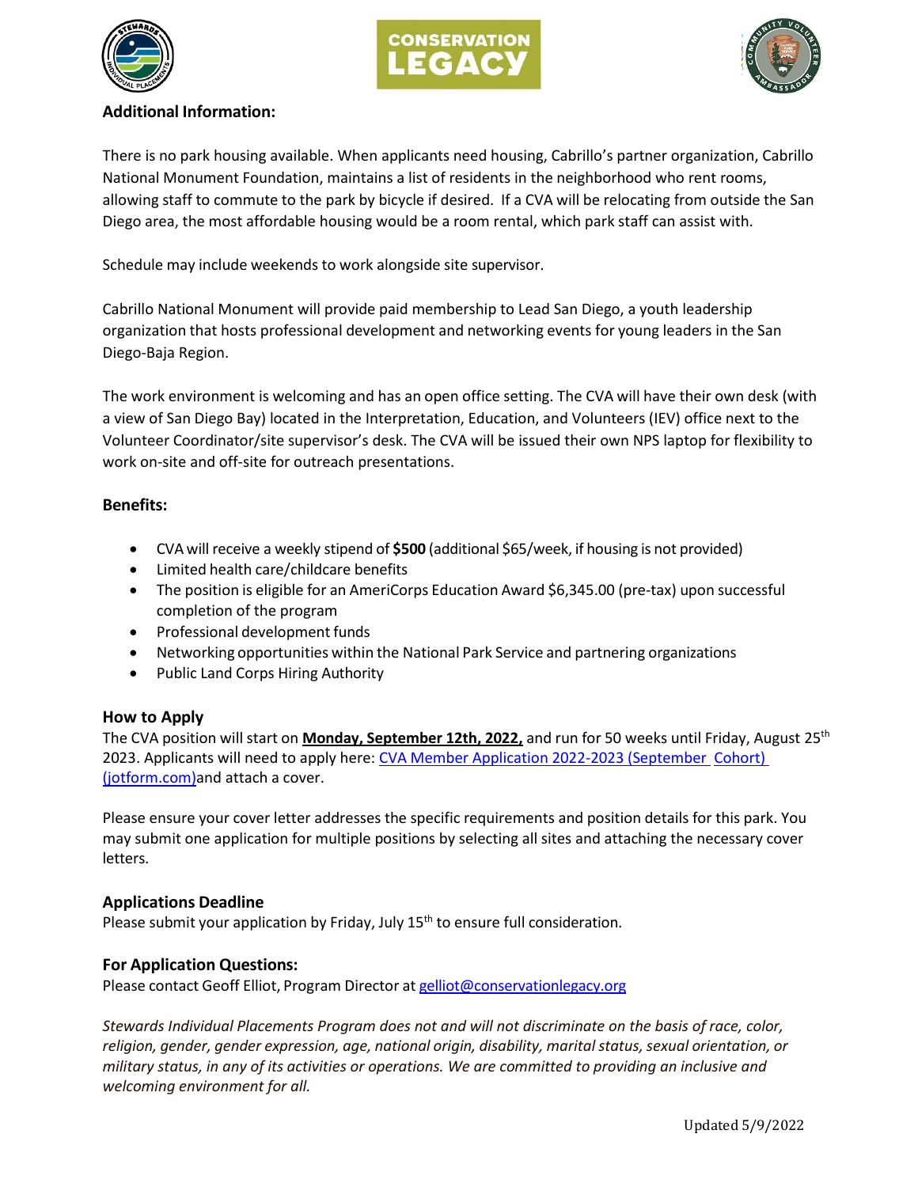## Additional Information:

There is no park housing available. When applicants need housing, Cabrillo's partner organization, Cabrillo National Monument Foundation, maintains a list of residents in the neighborhood who rent rooms, allowing staff to commute to the park by bicycle if desired. If a CVA will be relocating from outside the San Diego area, the most affordable housing would be a room rental, which park staff can assist with.

Schedule may include weekends to work alongside site supervisor.

Cabrillo National Monument will provide paid membership to Lead San Diego, a youth leadership organization that hosts professional development and networking events for young leaders in the San Diego-Baja Region.

The work environment is welcoming and has an open office setting. The CVA will have their own desk (with a view of San Diego Bay) located in the Interpretation, Education, and Volunteers (IEV) office next to the Volunteer Coordinator/site supervisor's desk. The CVA will be issued their own NPS laptop for flexibility to work on-site and off-site for outreach presentations.

## Benefits:

- CVA will receive a weekly stipend of **$500** (additional $65/week, if housing is not provided)
- Limited health care/childcare benefits
- The position is eligible for an AmeriCorps Education Award $6,345.00 (pre-tax) upon successful completion of the program
- Professional development funds
- Networking opportunities within the National Park Service and partnering organizations
- Public Land Corps Hiring Authority

## How to Apply

The CVA position will start on **Monday, September 12th, 2022,** and run for 50 weeks until Friday, August 25th 2023. Applicants will need to apply here: [CVA Member Application 2022-2023 (September Cohort) (jotform.com)](jotform.com) and attach a cover.

Please ensure your cover letter addresses the specific requirements and position details for this park. You may submit one application for multiple positions by selecting all sites and attaching the necessary cover letters.

## Applications Deadline

Please submit your application by Friday, July 15th to ensure full consideration.

## For Application Questions:

Please contact Geoff Elliot, Program Director at gelliot@conservationlegacy.org

*Stewards Individual Placements Program does not and will not discriminate on the basis of race, color, religion, gender, gender expression, age, national origin, disability, marital status, sexual orientation, or military status, in any of its activities or operations. We are committed to providing an inclusive and welcoming environment for all.*

Updated 5/9/2022